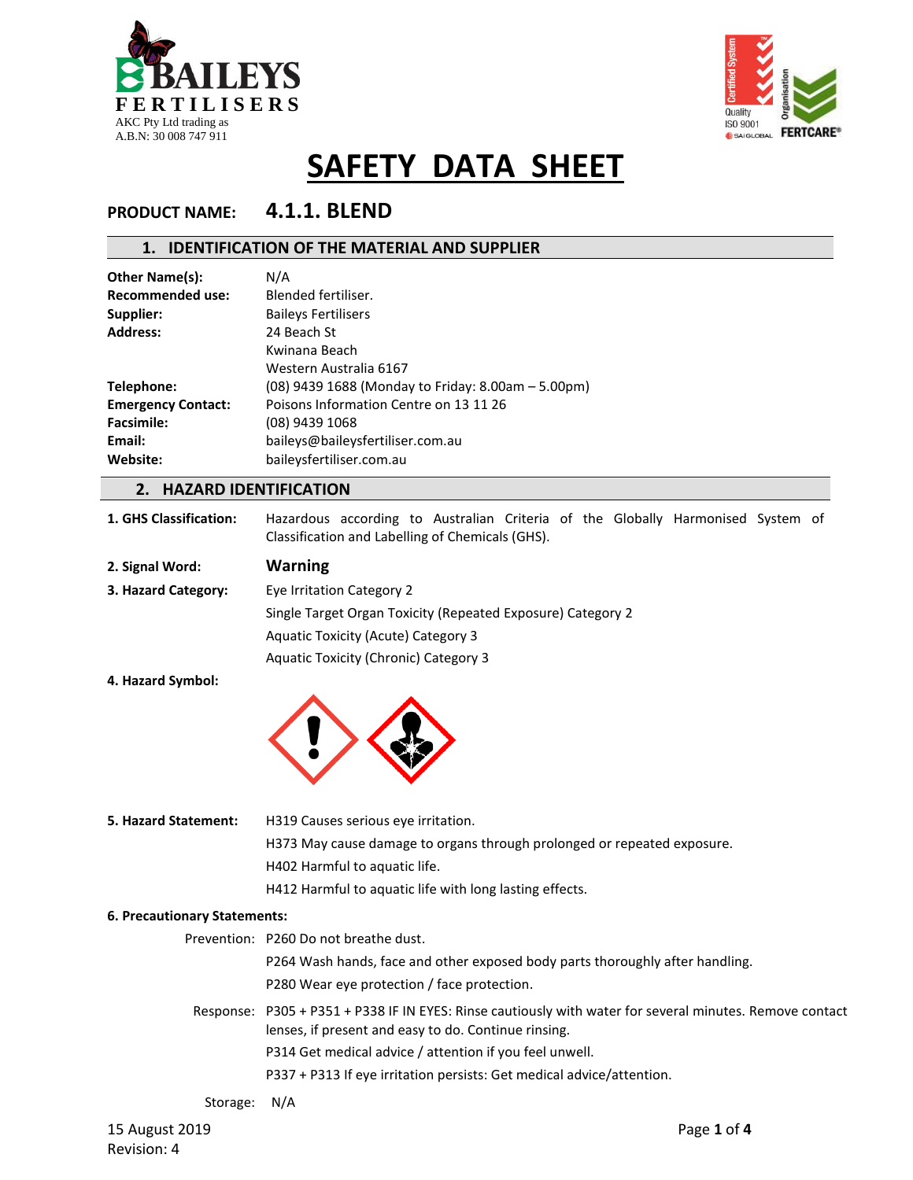BAILEYS FERTILISERS
AKC Pty Ltd trading as
A.B.N: 30 008 747 911

# SAFETY DATA SHEET

## PRODUCT NAME: 4.1.1. BLEND

## 1. IDENTIFICATION OF THE MATERIAL AND SUPPLIER

| | |
|---|---|
| **Other Name(s):** | N/A |
| **Recommended use:** | Blended fertiliser. |
| **Supplier:** | Baileys Fertilisers |
| **Address:** | 24 Beach St<br>Kwinana Beach<br>Western Australia 6167 |
| **Telephone:** | (08) 9439 1688 (Monday to Friday: 8.00am – 5.00pm) |
| **Emergency Contact:** | Poisons Information Centre on 13 11 26 |
| **Facsimile:** | (08) 9439 1068 |
| **Email:** | baileys@baileysfertiliser.com.au |
| **Website:** | baileysfertiliser.com.au |

## 2. HAZARD IDENTIFICATION

**1. GHS Classification:** Hazardous according to Australian Criteria of the Globally Harmonised System of Classification and Labelling of Chemicals (GHS).

**2. Signal Word:** **Warning**

**3. Hazard Category:**
- Eye Irritation Category 2
- Single Target Organ Toxicity (Repeated Exposure) Category 2
- Aquatic Toxicity (Acute) Category 3
- Aquatic Toxicity (Chronic) Category 3

**4. Hazard Symbol:**

**5. Hazard Statement:**
- H319 Causes serious eye irritation.
- H373 May cause damage to organs through prolonged or repeated exposure.
- H402 Harmful to aquatic life.
- H412 Harmful to aquatic life with long lasting effects.

**6. Precautionary Statements:**

Prevention:
- P260 Do not breathe dust.
- P264 Wash hands, face and other exposed body parts thoroughly after handling.
- P280 Wear eye protection / face protection.

Response:
- P305 + P351 + P338 IF IN EYES: Rinse cautiously with water for several minutes. Remove contact lenses, if present and easy to do. Continue rinsing.
- P314 Get medical advice / attention if you feel unwell.
- P337 + P313 If eye irritation persists: Get medical advice/attention.

Storage: N/A

15 August 2019
Revision: 4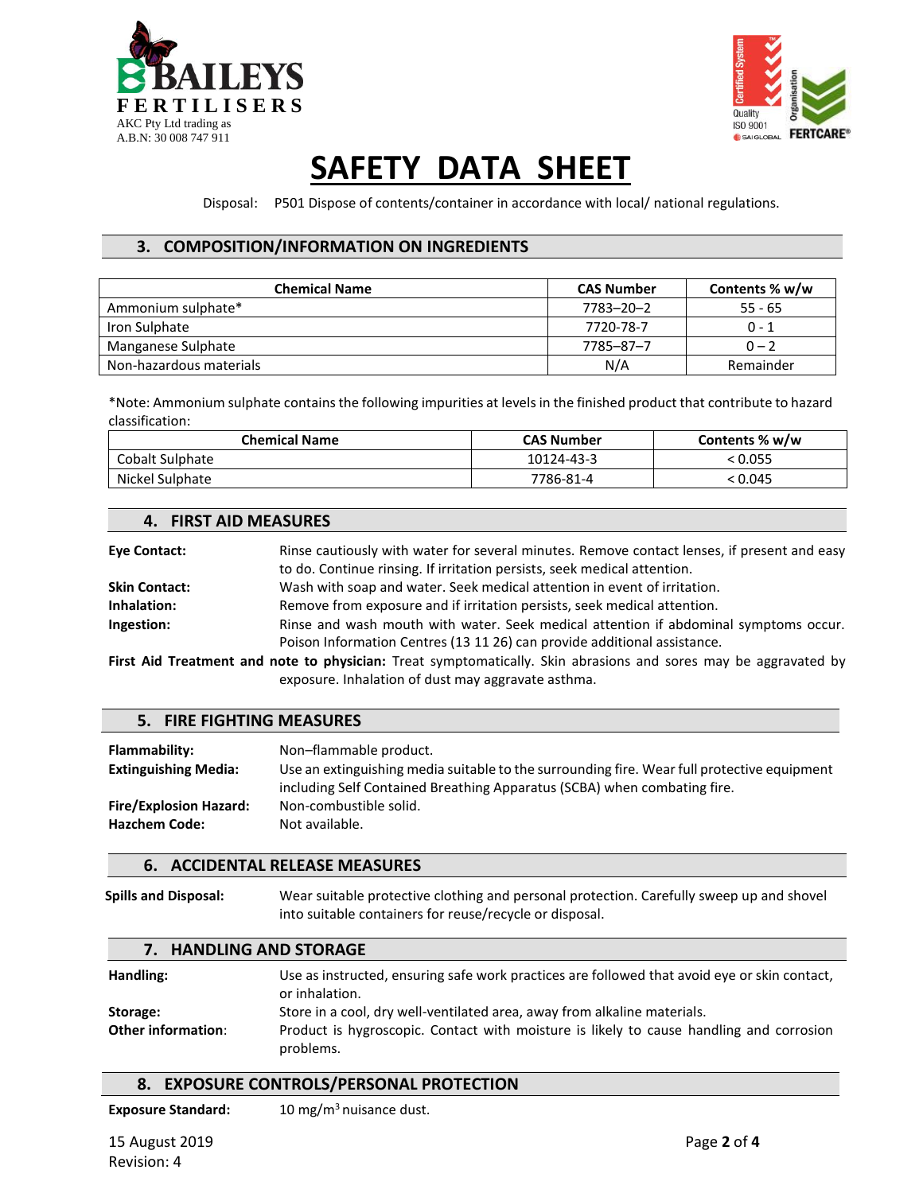Disposal: P501 Dispose of contents/container in accordance with local/ national regulations.

## 3. COMPOSITION/INFORMATION ON INGREDIENTS

| Chemical Name | CAS Number | Contents % w/w |
|---|---|---|
| Ammonium sulphate* | 7783–20–2 | 55 - 65 |
| Iron Sulphate | 7720-78-7 | 0 - 1 |
| Manganese Sulphate | 7785–87–7 | 0 – 2 |
| Non-hazardous materials | N/A | Remainder |

*Note: Ammonium sulphate contains the following impurities at levels in the finished product that contribute to hazard classification:

| Chemical Name | CAS Number | Contents % w/w |
|---|---|---|
| Cobalt Sulphate | 10124-43-3 | < 0.055 |
| Nickel Sulphate | 7786-81-4 | < 0.045 |

## 4. FIRST AID MEASURES

**Eye Contact:** Rinse cautiously with water for several minutes. Remove contact lenses, if present and easy to do. Continue rinsing. If irritation persists, seek medical attention.

**Skin Contact:** Wash with soap and water. Seek medical attention in event of irritation.

**Inhalation:** Remove from exposure and if irritation persists, seek medical attention.

**Ingestion:** Rinse and wash mouth with water. Seek medical attention if abdominal symptoms occur. Poison Information Centres (13 11 26) can provide additional assistance.

**First Aid Treatment and note to physician:** Treat symptomatically. Skin abrasions and sores may be aggravated by exposure. Inhalation of dust may aggravate asthma.

## 5. FIRE FIGHTING MEASURES

**Flammability:** Non–flammable product.

**Extinguishing Media:** Use an extinguishing media suitable to the surrounding fire. Wear full protective equipment including Self Contained Breathing Apparatus (SCBA) when combating fire.

**Fire/Explosion Hazard:** Non-combustible solid.

**Hazchem Code:** Not available.

## 6. ACCIDENTAL RELEASE MEASURES

**Spills and Disposal:** Wear suitable protective clothing and personal protection. Carefully sweep up and shovel into suitable containers for reuse/recycle or disposal.

## 7. HANDLING AND STORAGE

**Handling:** Use as instructed, ensuring safe work practices are followed that avoid eye or skin contact, or inhalation.

**Storage:** Store in a cool, dry well-ventilated area, away from alkaline materials.

**Other information:** Product is hygroscopic. Contact with moisture is likely to cause handling and corrosion problems.

## 8. EXPOSURE CONTROLS/PERSONAL PROTECTION

**Exposure Standard:** 10 mg/m$^3$ nuisance dust.

15 August 2019
Revision: 4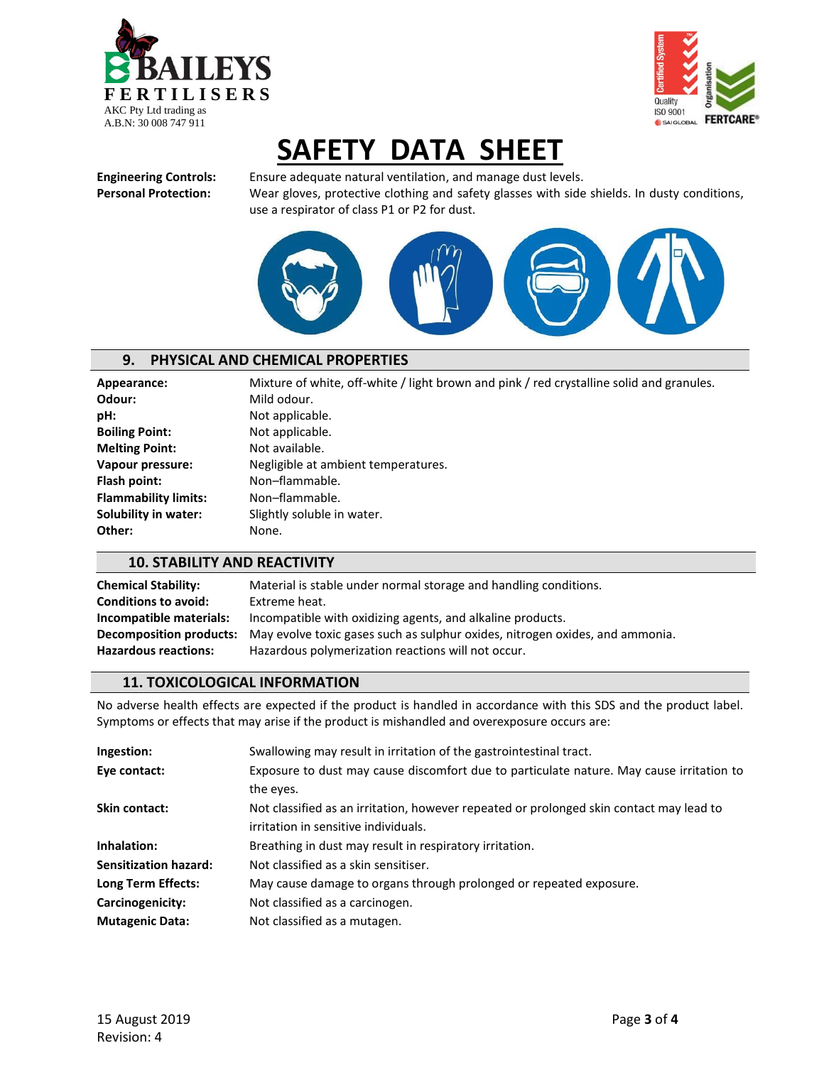# SAFETY DATA SHEET

**Engineering Controls:** Ensure adequate natural ventilation, and manage dust levels.

**Personal Protection:** Wear gloves, protective clothing and safety glasses with side shields. In dusty conditions, use a respirator of class P1 or P2 for dust.

## 9. PHYSICAL AND CHEMICAL PROPERTIES

| | |
|---|---|
| **Appearance:** | Mixture of white, off-white / light brown and pink / red crystalline solid and granules. |
| **Odour:** | Mild odour. |
| **pH:** | Not applicable. |
| **Boiling Point:** | Not applicable. |
| **Melting Point:** | Not available. |
| **Vapour pressure:** | Negligible at ambient temperatures. |
| **Flash point:** | Non–flammable. |
| **Flammability limits:** | Non–flammable. |
| **Solubility in water:** | Slightly soluble in water. |
| **Other:** | None. |

## 10. STABILITY AND REACTIVITY

| | |
|---|---|
| **Chemical Stability:** | Material is stable under normal storage and handling conditions. |
| **Conditions to avoid:** | Extreme heat. |
| **Incompatible materials:** | Incompatible with oxidizing agents, and alkaline products. |
| **Decomposition products:** | May evolve toxic gases such as sulphur oxides, nitrogen oxides, and ammonia. |
| **Hazardous reactions:** | Hazardous polymerization reactions will not occur. |

## 11. TOXICOLOGICAL INFORMATION

No adverse health effects are expected if the product is handled in accordance with this SDS and the product label. Symptoms or effects that may arise if the product is mishandled and overexposure occurs are:

| | |
|---|---|
| **Ingestion:** | Swallowing may result in irritation of the gastrointestinal tract. |
| **Eye contact:** | Exposure to dust may cause discomfort due to particulate nature. May cause irritation to the eyes. |
| **Skin contact:** | Not classified as an irritation, however repeated or prolonged skin contact may lead to irritation in sensitive individuals. |
| **Inhalation:** | Breathing in dust may result in respiratory irritation. |
| **Sensitization hazard:** | Not classified as a skin sensitiser. |
| **Long Term Effects:** | May cause damage to organs through prolonged or repeated exposure. |
| **Carcinogenicity:** | Not classified as a carcinogen. |
| **Mutagenic Data:** | Not classified as a mutagen. |

15 August 2019
Revision: 4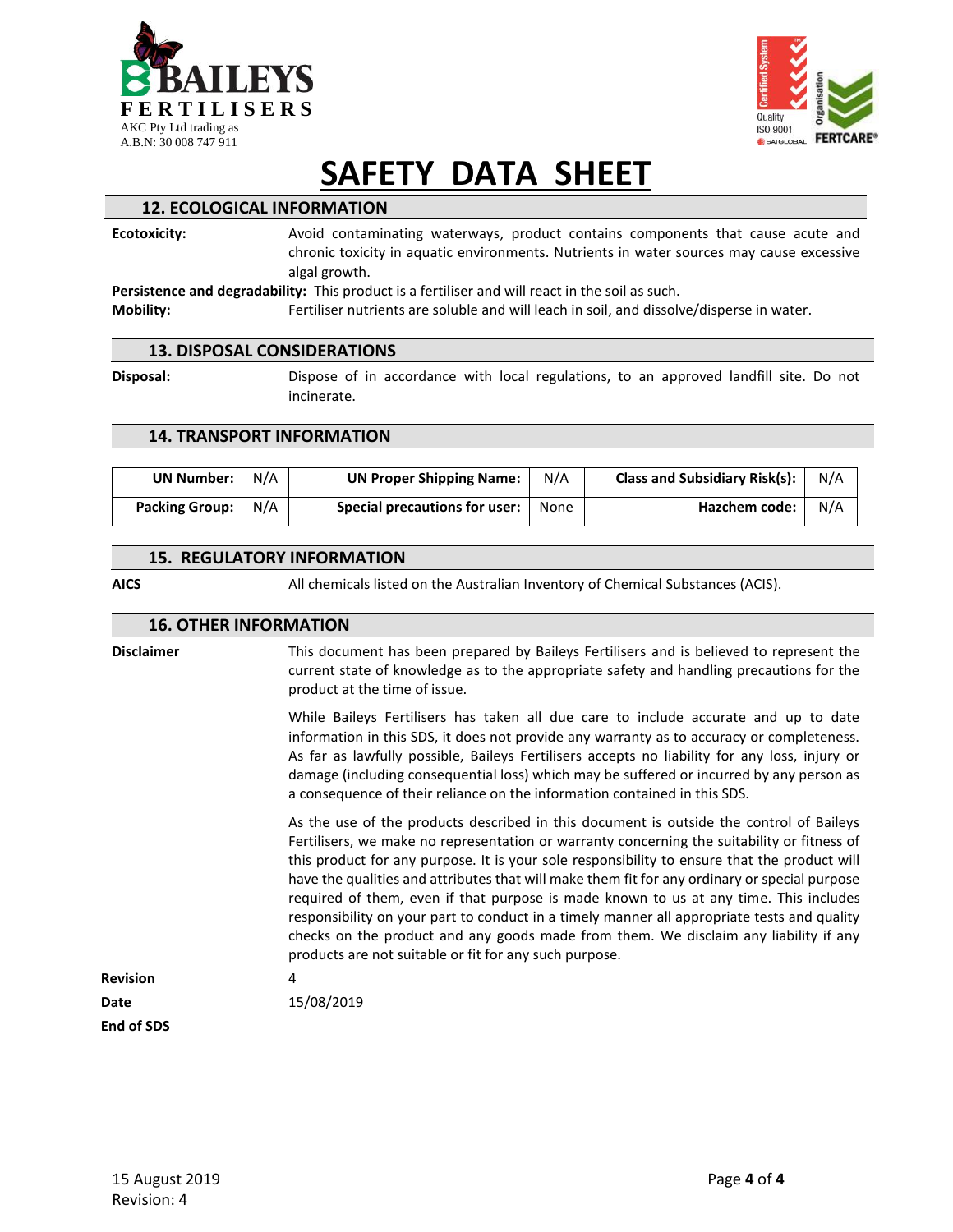BAILEYS FERTILISERS
AKC Pty Ltd trading as
A.B.N: 30 008 747 911

# SAFETY DATA SHEET

## 12. ECOLOGICAL INFORMATION

**Ecotoxicity:** Avoid contaminating waterways, product contains components that cause acute and chronic toxicity in aquatic environments. Nutrients in water sources may cause excessive algal growth.

**Persistence and degradability:** This product is a fertiliser and will react in the soil as such.

**Mobility:** Fertiliser nutrients are soluble and will leach in soil, and dissolve/disperse in water.

## 13. DISPOSAL CONSIDERATIONS

**Disposal:** Dispose of in accordance with local regulations, to an approved landfill site. Do not incinerate.

## 14. TRANSPORT INFORMATION

| | | | | | |
|---|---|---|---|---|---|
| **UN Number:** | N/A | **UN Proper Shipping Name:** | N/A | **Class and Subsidiary Risk(s):** | N/A |
| **Packing Group:** | N/A | **Special precautions for user:** | None | **Hazchem code:** | N/A |

## 15. REGULATORY INFORMATION

**AICS** All chemicals listed on the Australian Inventory of Chemical Substances (ACIS).

## 16. OTHER INFORMATION

**Disclaimer**

This document has been prepared by Baileys Fertilisers and is believed to represent the current state of knowledge as to the appropriate safety and handling precautions for the product at the time of issue.

While Baileys Fertilisers has taken all due care to include accurate and up to date information in this SDS, it does not provide any warranty as to accuracy or completeness. As far as lawfully possible, Baileys Fertilisers accepts no liability for any loss, injury or damage (including consequential loss) which may be suffered or incurred by any person as a consequence of their reliance on the information contained in this SDS.

As the use of the products described in this document is outside the control of Baileys Fertilisers, we make no representation or warranty concerning the suitability or fitness of this product for any purpose. It is your sole responsibility to ensure that the product will have the qualities and attributes that will make them fit for any ordinary or special purpose required of them, even if that purpose is made known to us at any time. This includes responsibility on your part to conduct in a timely manner all appropriate tests and quality checks on the product and any goods made from them. We disclaim any liability if any products are not suitable or fit for any such purpose.

**Revision** 4

**Date** 15/08/2019

**End of SDS**